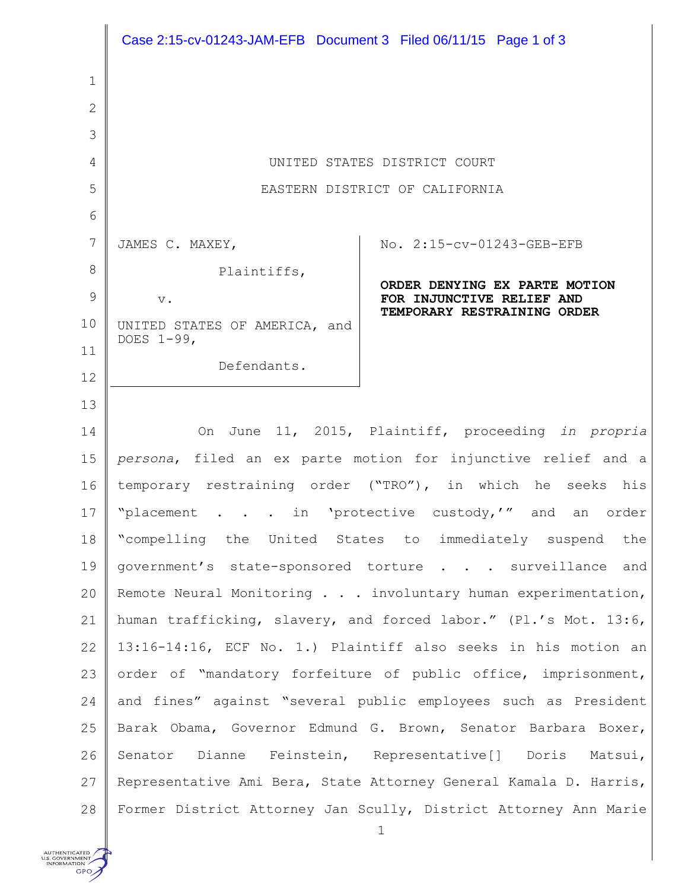UNITED STATES DISTRICT COURT

EASTERN DISTRICT OF CALIFORNIA

JAMES C. MAXEY,

Plaintiffs,

v.

UNITED STATES OF AMERICA, and DOES 1-99,

Defendants.

No. 2:15-cv-01243-GEB-EFB

**ORDER DENYING EX PARTE MOTION FOR INJUNCTIVE RELIEF AND TEMPORARY RESTRAINING ORDER**

On June 11, 2015, Plaintiff, proceeding *in propria persona*, filed an ex parte motion for injunctive relief and a temporary restraining order ("TRO"), in which he seeks his "placement . . . in 'protective custody,'" and an order "compelling the United States to immediately suspend the government's state-sponsored torture . . . surveillance and Remote Neural Monitoring . . . involuntary human experimentation, human trafficking, slavery, and forced labor." (Pl.'s Mot. 13:6, 13:16-14:16, ECF No. 1.) Plaintiff also seeks in his motion an order of "mandatory forfeiture of public office, imprisonment, and fines" against "several public employees such as President Barak Obama, Governor Edmund G. Brown, Senator Barbara Boxer, Senator Dianne Feinstein, Representative[] Doris Matsui, Representative Ami Bera, State Attorney General Kamala D. Harris, Former District Attorney Jan Scully, District Attorney Ann Marie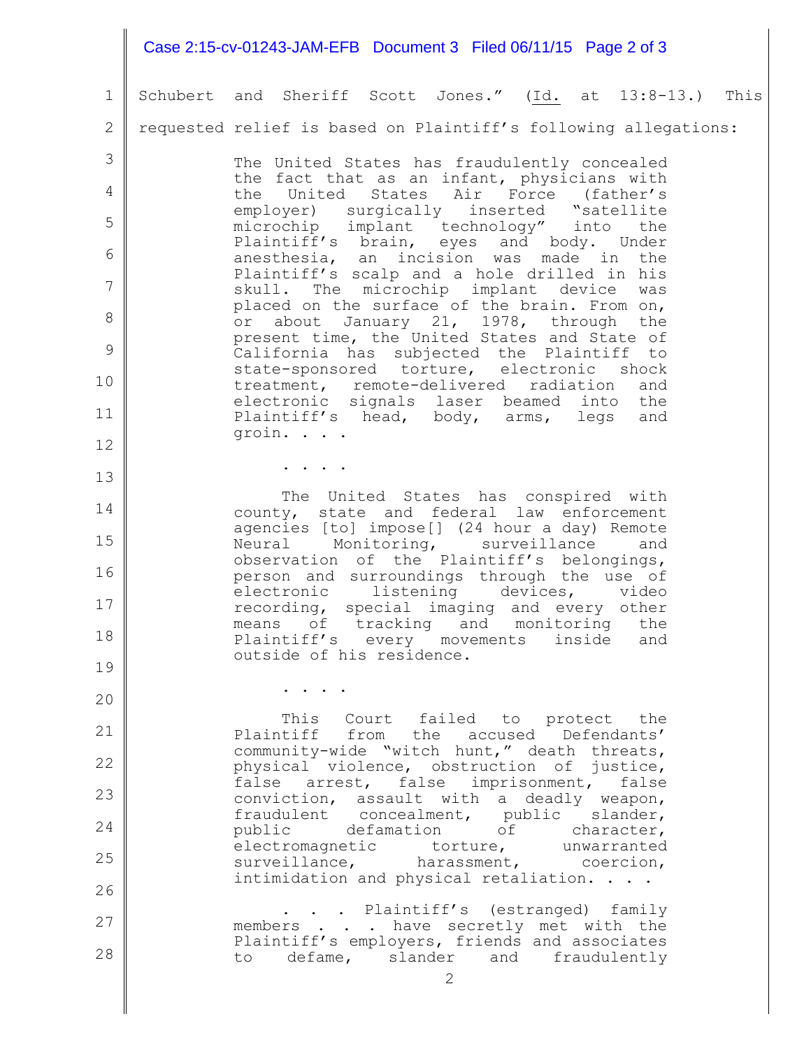Schubert and Sheriff Scott Jones." (Id. at 13:8-13.) This requested relief is based on Plaintiff's following allegations:

> The United States has fraudulently concealed the fact that as an infant, physicians with the United States Air Force (father's employer) surgically inserted "satellite microchip implant technology" into the Plaintiff's brain, eyes and body. Under anesthesia, an incision was made in the Plaintiff's scalp and a hole drilled in his skull. The microchip implant device was placed on the surface of the brain. From on, or about January 21, 1978, through the present time, the United States and State of California has subjected the Plaintiff to state-sponsored torture, electronic shock treatment, remote-delivered radiation and electronic signals laser beamed into the Plaintiff's head, body, arms, legs and groin. . . .
>
> . . . .
>
> The United States has conspired with county, state and federal law enforcement agencies [to] impose[] (24 hour a day) Remote Neural Monitoring, surveillance and observation of the Plaintiff's belongings, person and surroundings through the use of electronic listening devices, video recording, special imaging and every other means of tracking and monitoring the Plaintiff's every movements inside and outside of his residence.
>
> . . . .
>
> This Court failed to protect the Plaintiff from the accused Defendants' community-wide "witch hunt," death threats, physical violence, obstruction of justice, false arrest, false imprisonment, false conviction, assault with a deadly weapon, fraudulent concealment, public slander, public defamation of character, electromagnetic torture, unwarranted surveillance, harassment, coercion, intimidation and physical retaliation. . . .
>
> . . . Plaintiff's (estranged) family members . . . have secretly met with the Plaintiff's employers, friends and associates to defame, slander and fraudulently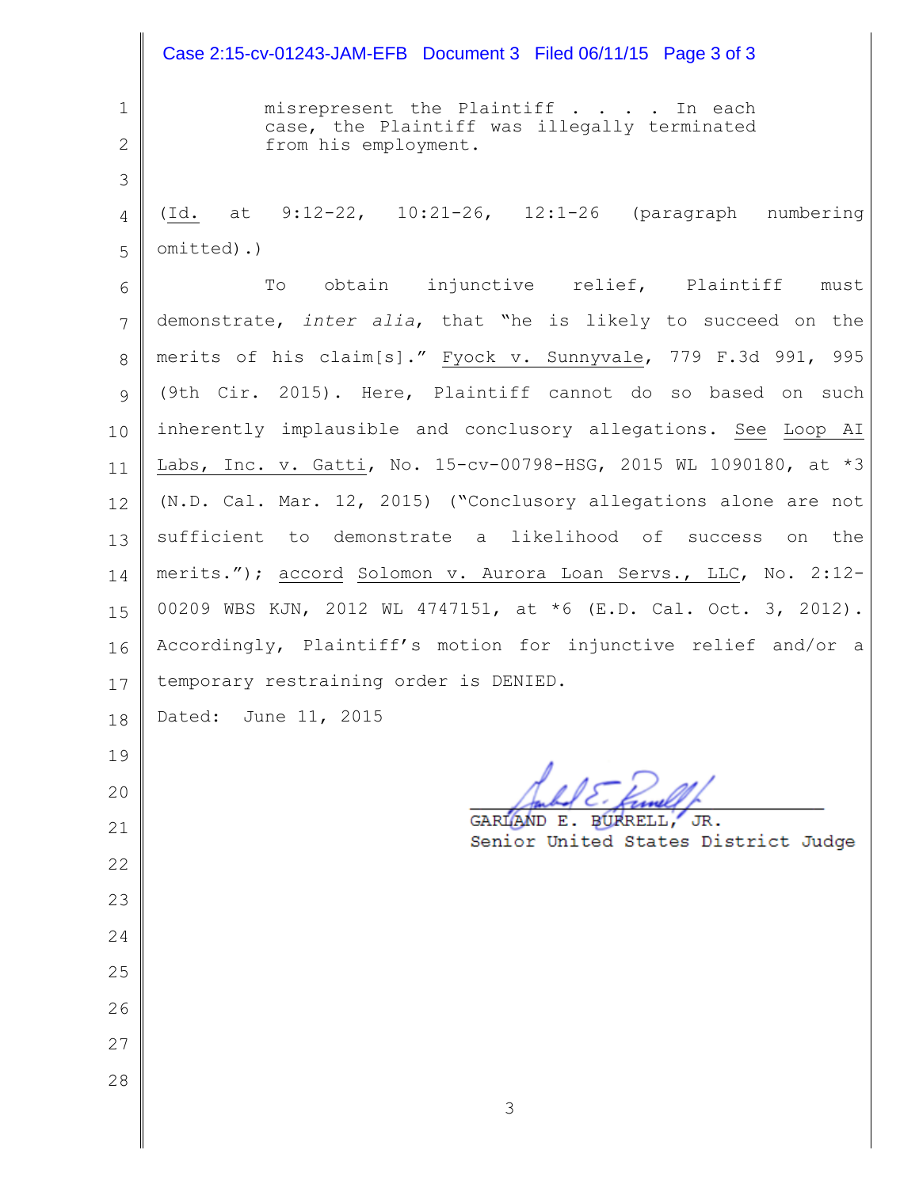> misrepresent the Plaintiff . . . . In each case, the Plaintiff was illegally terminated from his employment.

(Id. at 9:12-22, 10:21-26, 12:1-26 (paragraph numbering omitted).)

To obtain injunctive relief, Plaintiff must demonstrate, *inter alia*, that "he is likely to succeed on the merits of his claim[s]." Fyock v. Sunnyvale, 779 F.3d 991, 995 (9th Cir. 2015). Here, Plaintiff cannot do so based on such inherently implausible and conclusory allegations. See Loop AI Labs, Inc. v. Gatti, No. 15-cv-00798-HSG, 2015 WL 1090180, at *3 (N.D. Cal. Mar. 12, 2015) ("Conclusory allegations alone are not sufficient to demonstrate a likelihood of success on the merits."); accord Solomon v. Aurora Loan Servs., LLC, No. 2:12-00209 WBS KJN, 2012 WL 4747151, at *6 (E.D. Cal. Oct. 3, 2012). Accordingly, Plaintiff's motion for injunctive relief and/or a temporary restraining order is DENIED.

Dated: June 11, 2015

GARLAND E. BURRELL, JR.
Senior United States District Judge